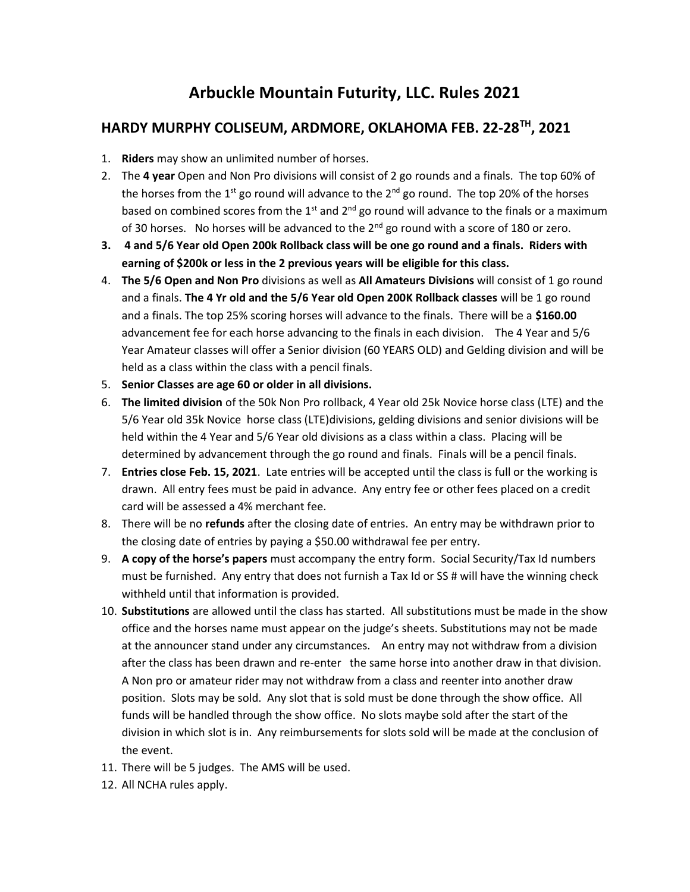# Arbuckle Mountain Futurity, LLC. Rules 2021

## HARDY MURPHY COLISEUM, ARDMORE, OKLAHOMA FEB. 22-28TH, 2021

1. **Riders** may show an unlimited number of horses.
2. The **4 year** Open and Non Pro divisions will consist of 2 go rounds and a finals. The top 60% of the horses from the 1st go round will advance to the 2nd go round. The top 20% of the horses based on combined scores from the 1st and 2nd go round will advance to the finals or a maximum of 30 horses. No horses will be advanced to the 2nd go round with a score of 180 or zero.
3. **4 and 5/6 Year old Open 200k Rollback class will be one go round and a finals. Riders with earning of $200k or less in the 2 previous years will be eligible for this class.**
4. **The 5/6 Open and Non Pro** divisions as well as **All Amateurs Divisions** will consist of 1 go round and a finals. **The 4 Yr old and the 5/6 Year old Open 200K Rollback classes** will be 1 go round and a finals. The top 25% scoring horses will advance to the finals. There will be a **$160.00** advancement fee for each horse advancing to the finals in each division. The 4 Year and 5/6 Year Amateur classes will offer a Senior division (60 YEARS OLD) and Gelding division and will be held as a class within the class with a pencil finals.
5. **Senior Classes are age 60 or older in all divisions.**
6. **The limited division** of the 50k Non Pro rollback, 4 Year old 25k Novice horse class (LTE) and the 5/6 Year old 35k Novice horse class (LTE)divisions, gelding divisions and senior divisions will be held within the 4 Year and 5/6 Year old divisions as a class within a class. Placing will be determined by advancement through the go round and finals. Finals will be a pencil finals.
7. **Entries close Feb. 15, 2021**. Late entries will be accepted until the class is full or the working is drawn. All entry fees must be paid in advance. Any entry fee or other fees placed on a credit card will be assessed a 4% merchant fee.
8. There will be no **refunds** after the closing date of entries. An entry may be withdrawn prior to the closing date of entries by paying a $50.00 withdrawal fee per entry.
9. **A copy of the horse's papers** must accompany the entry form. Social Security/Tax Id numbers must be furnished. Any entry that does not furnish a Tax Id or SS # will have the winning check withheld until that information is provided.
10. **Substitutions** are allowed until the class has started. All substitutions must be made in the show office and the horses name must appear on the judge's sheets. Substitutions may not be made at the announcer stand under any circumstances. An entry may not withdraw from a division after the class has been drawn and re-enter the same horse into another draw in that division. A Non pro or amateur rider may not withdraw from a class and reenter into another draw position. Slots may be sold. Any slot that is sold must be done through the show office. All funds will be handled through the show office. No slots maybe sold after the start of the division in which slot is in. Any reimbursements for slots sold will be made at the conclusion of the event.
11. There will be 5 judges. The AMS will be used.
12. All NCHA rules apply.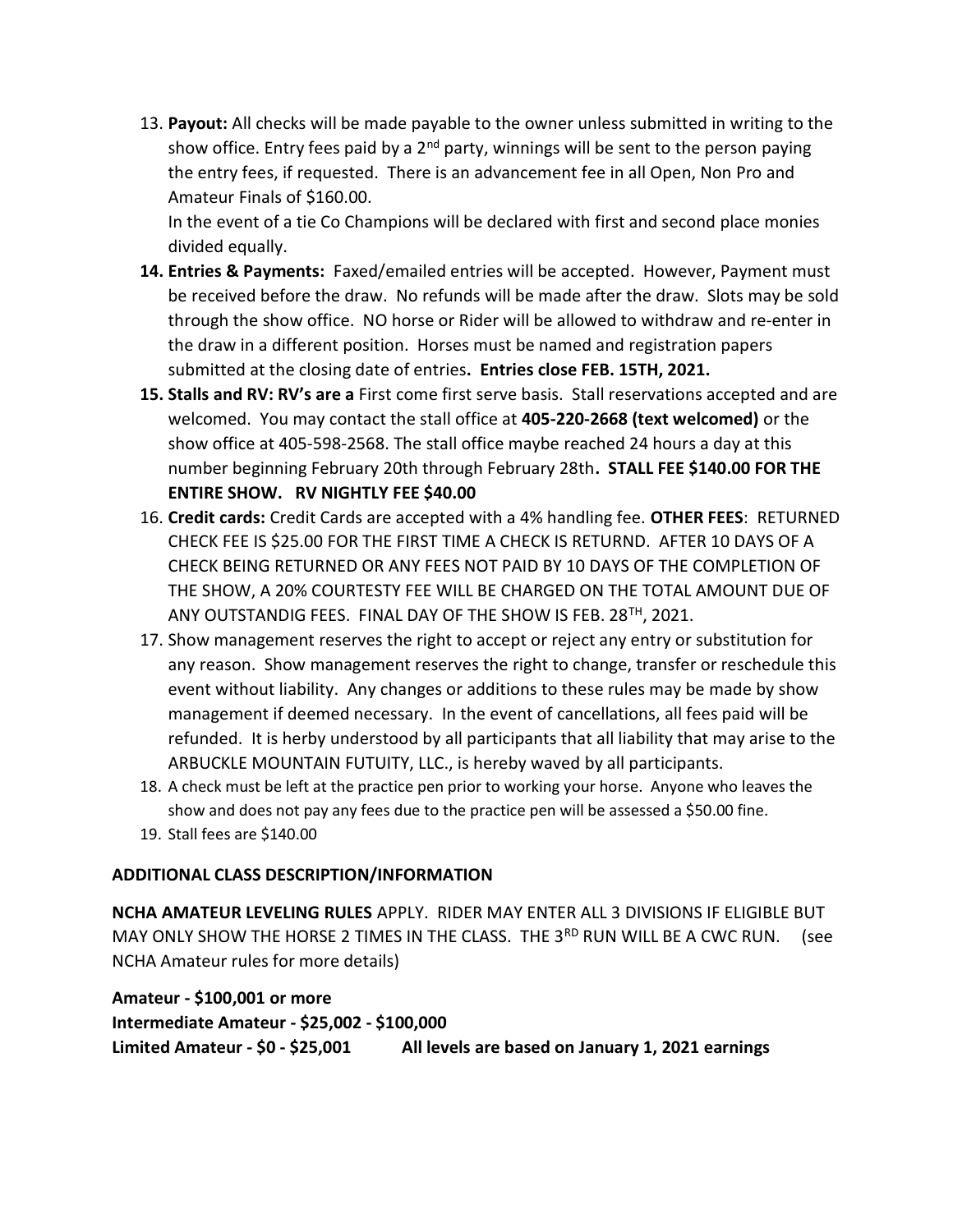13. **Payout:** All checks will be made payable to the owner unless submitted in writing to the show office. Entry fees paid by a 2nd party, winnings will be sent to the person paying the entry fees, if requested. There is an advancement fee in all Open, Non Pro and Amateur Finals of $160.00.
    In the event of a tie Co Champions will be declared with first and second place monies divided equally.
14. **Entries & Payments:** Faxed/emailed entries will be accepted. However, Payment must be received before the draw. No refunds will be made after the draw. Slots may be sold through the show office. NO horse or Rider will be allowed to withdraw and re-enter in the draw in a different position. Horses must be named and registration papers submitted at the closing date of entries**. Entries close FEB. 15TH, 2021.**
15. **Stalls and RV: RV's are a** First come first serve basis. Stall reservations accepted and are welcomed. You may contact the stall office at **405-220-2668 (text welcomed)** or the show office at 405-598-2568. The stall office maybe reached 24 hours a day at this number beginning February 20th through February 28th**. STALL FEE $140.00 FOR THE ENTIRE SHOW. RV NIGHTLY FEE $40.00**
16. **Credit cards:** Credit Cards are accepted with a 4% handling fee. **OTHER FEES**: RETURNED CHECK FEE IS $25.00 FOR THE FIRST TIME A CHECK IS RETURND. AFTER 10 DAYS OF A CHECK BEING RETURNED OR ANY FEES NOT PAID BY 10 DAYS OF THE COMPLETION OF THE SHOW, A 20% COURTESTY FEE WILL BE CHARGED ON THE TOTAL AMOUNT DUE OF ANY OUTSTANDIG FEES. FINAL DAY OF THE SHOW IS FEB. 28TH, 2021.
17. Show management reserves the right to accept or reject any entry or substitution for any reason. Show management reserves the right to change, transfer or reschedule this event without liability. Any changes or additions to these rules may be made by show management if deemed necessary. In the event of cancellations, all fees paid will be refunded. It is herby understood by all participants that all liability that may arise to the ARBUCKLE MOUNTAIN FUTUITY, LLC., is hereby waved by all participants.
18. A check must be left at the practice pen prior to working your horse. Anyone who leaves the show and does not pay any fees due to the practice pen will be assessed a $50.00 fine.
19. Stall fees are $140.00

**ADDITIONAL CLASS DESCRIPTION/INFORMATION**

**NCHA AMATEUR LEVELING RULES** APPLY. RIDER MAY ENTER ALL 3 DIVISIONS IF ELIGIBLE BUT MAY ONLY SHOW THE HORSE 2 TIMES IN THE CLASS. THE 3RD RUN WILL BE A CWC RUN. (see NCHA Amateur rules for more details)

**Amateur - $100,001 or more**
**Intermediate Amateur - $25,002 - $100,000**
**Limited Amateur - $0 - $25,001** **All levels are based on January 1, 2021 earnings**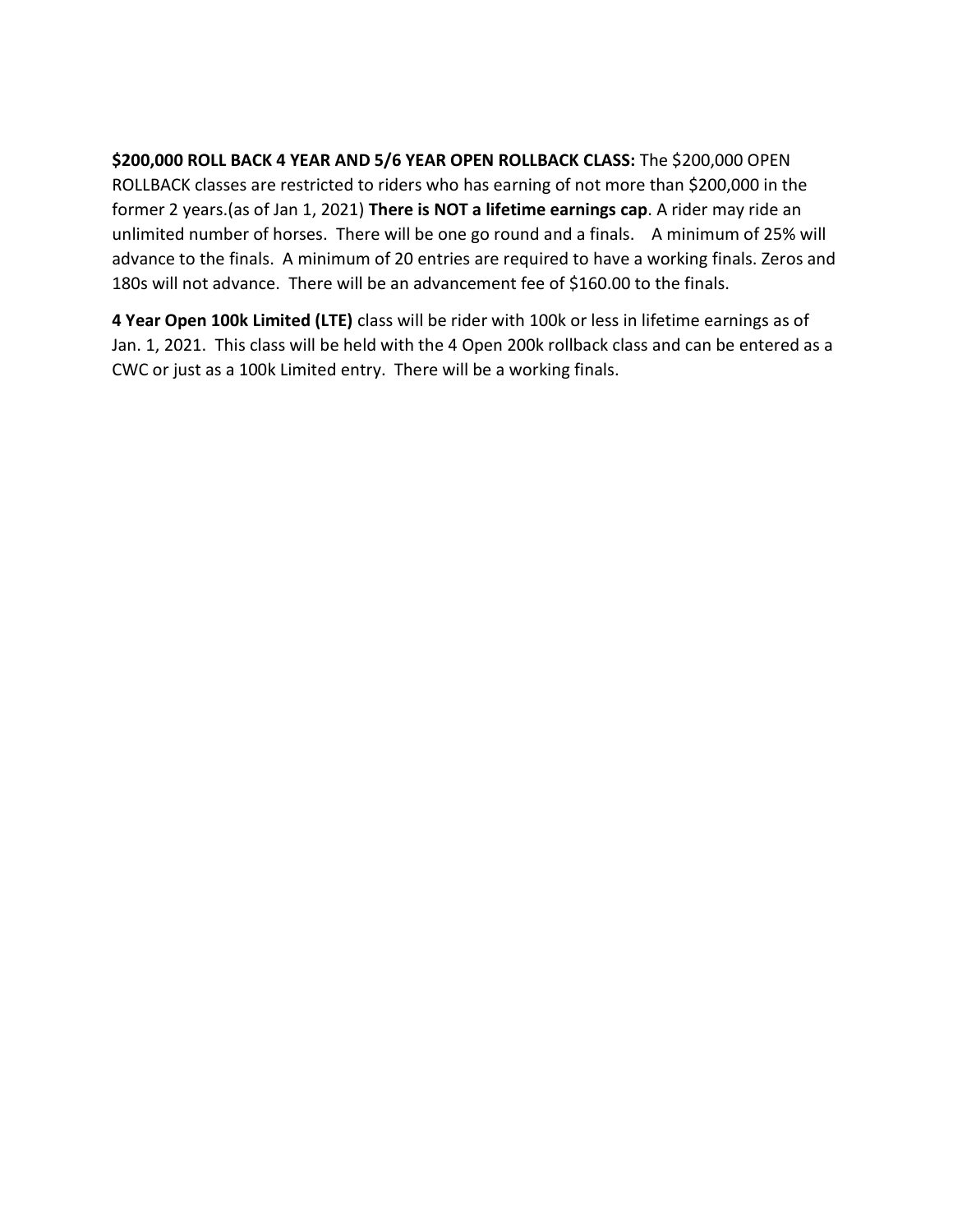**$200,000 ROLL BACK 4 YEAR AND 5/6 YEAR OPEN ROLLBACK CLASS:** The $200,000 OPEN ROLLBACK classes are restricted to riders who has earning of not more than $200,000 in the former 2 years.(as of Jan 1, 2021) **There is NOT a lifetime earnings cap**. A rider may ride an unlimited number of horses. There will be one go round and a finals. A minimum of 25% will advance to the finals. A minimum of 20 entries are required to have a working finals. Zeros and 180s will not advance. There will be an advancement fee of $160.00 to the finals.

**4 Year Open 100k Limited (LTE)** class will be rider with 100k or less in lifetime earnings as of Jan. 1, 2021. This class will be held with the 4 Open 200k rollback class and can be entered as a CWC or just as a 100k Limited entry. There will be a working finals.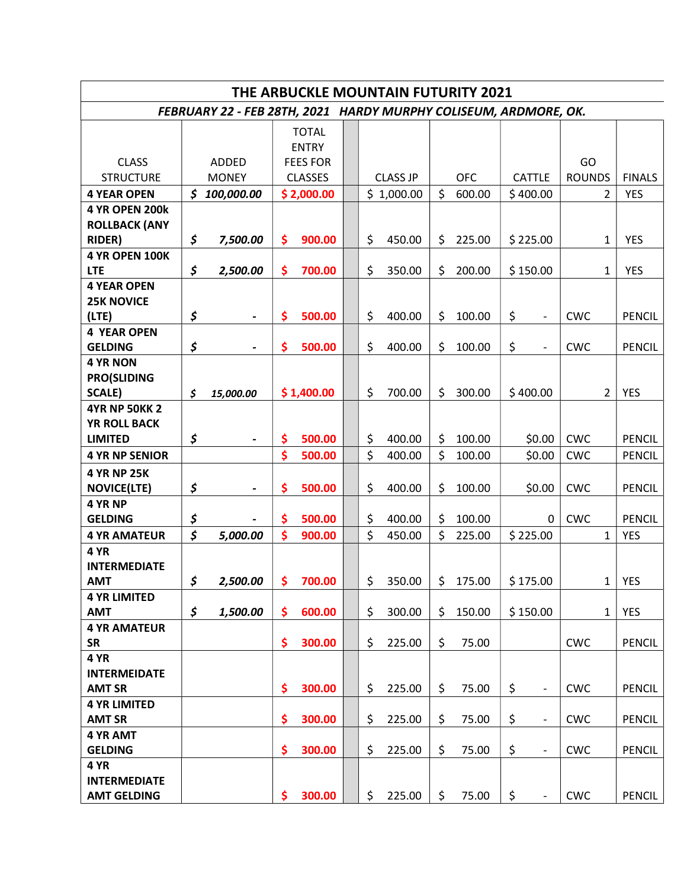# THE ARBUCKLE MOUNTAIN FUTURITY 2021

*FEBRUARY 22 - FEB 28TH, 2021 HARDY MURPHY COLISEUM, ARDMORE, OK.*

| CLASS STRUCTURE | ADDED MONEY | TOTAL ENTRY FEES FOR CLASSES | | CLASS JP | OFC | CATTLE | GO ROUNDS | FINALS |
|---|---|---|---|---|---|---|---|---|
| **4 YEAR OPEN** | ***$ 100,000.00*** | **$ 2,000.00** | | $ 1,000.00 | $ 600.00 | $ 400.00 | 2 | YES |
| **4 YR OPEN 200k ROLLBACK (ANY RIDER)** | ***$ 7,500.00*** | **$ 900.00** | | $ 450.00 | $ 225.00 | $ 225.00 | 1 | YES |
| **4 YR OPEN 100K LTE** | ***$ 2,500.00*** | **$ 700.00** | | $ 350.00 | $ 200.00 | $ 150.00 | 1 | YES |
| **4 YEAR OPEN 25K NOVICE (LTE)** | ***$ -*** | **$ 500.00** | | $ 400.00 | $ 100.00 | $ - | CWC | PENCIL |
| **4 YEAR OPEN GELDING** | ***$ -*** | **$ 500.00** | | $ 400.00 | $ 100.00 | $ - | CWC | PENCIL |
| **4 YR NON PRO(SLIDING SCALE)** | ***$ 15,000.00*** | **$ 1,400.00** | | $ 700.00 | $ 300.00 | $ 400.00 | 2 | YES |
| **4YR NP 50KK 2 YR ROLL BACK LIMITED** | ***$ -*** | **$ 500.00** | | $ 400.00 | $ 100.00 | $0.00 | CWC | PENCIL |
| **4 YR NP SENIOR** | | **$ 500.00** | | $ 400.00 | $ 100.00 | $0.00 | CWC | PENCIL |
| **4 YR NP 25K NOVICE(LTE)** | ***$ -*** | **$ 500.00** | | $ 400.00 | $ 100.00 | $0.00 | CWC | PENCIL |
| **4 YR NP GELDING** | ***$ -*** | **$ 500.00** | | $ 400.00 | $ 100.00 | 0 | CWC | PENCIL |
| **4 YR AMATEUR** | ***$ 5,000.00*** | **$ 900.00** | | $ 450.00 | $ 225.00 | $ 225.00 | 1 | YES |
| **4 YR INTERMEDIATE AMT** | ***$ 2,500.00*** | **$ 700.00** | | $ 350.00 | $ 175.00 | $ 175.00 | 1 | YES |
| **4 YR LIMITED AMT** | ***$ 1,500.00*** | **$ 600.00** | | $ 300.00 | $ 150.00 | $ 150.00 | 1 | YES |
| **4 YR AMATEUR SR** | | **$ 300.00** | | $ 225.00 | $ 75.00 | | CWC | PENCIL |
| **4 YR INTERMEIDATE AMT SR** | | **$ 300.00** | | $ 225.00 | $ 75.00 | $ - | CWC | PENCIL |
| **4 YR LIMITED AMT SR** | | **$ 300.00** | | $ 225.00 | $ 75.00 | $ - | CWC | PENCIL |
| **4 YR AMT GELDING** | | **$ 300.00** | | $ 225.00 | $ 75.00 | $ - | CWC | PENCIL |
| **4 YR INTERMEDIATE AMT GELDING** | | **$ 300.00** | | $ 225.00 | $ 75.00 | $ - | CWC | PENCIL |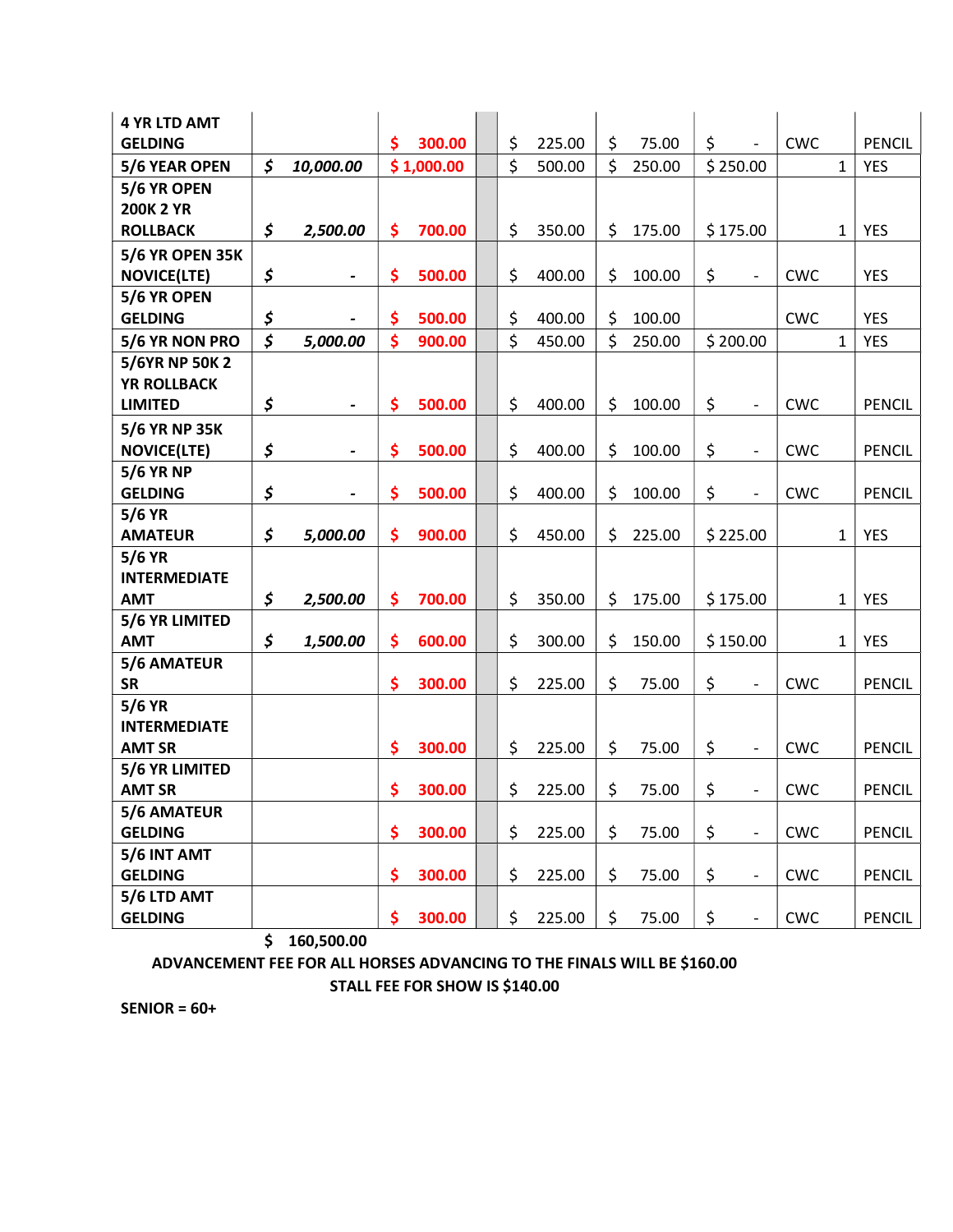| | | | | | | | | | |
|---|---|---|---|---|---|---|---|---|---|
| **4 YR LTD AMT GELDING** | | **$ 300.00** | | $ 225.00 | $ 75.00 | $ - | CWC | | PENCIL |
| **5/6 YEAR OPEN** | ***$ 10,000.00*** | **$ 1,000.00** | | $ 500.00 | $ 250.00 | $ 250.00 | | 1 | YES |
| **5/6 YR OPEN 200K 2 YR ROLLBACK** | ***$ 2,500.00*** | **$ 700.00** | | $ 350.00 | $ 175.00 | $ 175.00 | | 1 | YES |
| **5/6 YR OPEN 35K NOVICE(LTE)** | ***$ -*** | **$ 500.00** | | $ 400.00 | $ 100.00 | $ - | CWC | | YES |
| **5/6 YR OPEN GELDING** | ***$ -*** | **$ 500.00** | | $ 400.00 | $ 100.00 | | CWC | | YES |
| **5/6 YR NON PRO** | ***$ 5,000.00*** | **$ 900.00** | | $ 450.00 | $ 250.00 | $ 200.00 | | 1 | YES |
| **5/6YR NP 50K 2 YR ROLLBACK LIMITED** | ***$ -*** | **$ 500.00** | | $ 400.00 | $ 100.00 | $ - | CWC | | PENCIL |
| **5/6 YR NP 35K NOVICE(LTE)** | ***$ -*** | **$ 500.00** | | $ 400.00 | $ 100.00 | $ - | CWC | | PENCIL |
| **5/6 YR NP GELDING** | ***$ -*** | **$ 500.00** | | $ 400.00 | $ 100.00 | $ - | CWC | | PENCIL |
| **5/6 YR AMATEUR** | ***$ 5,000.00*** | **$ 900.00** | | $ 450.00 | $ 225.00 | $ 225.00 | | 1 | YES |
| **5/6 YR INTERMEDIATE AMT** | ***$ 2,500.00*** | **$ 700.00** | | $ 350.00 | $ 175.00 | $ 175.00 | | 1 | YES |
| **5/6 YR LIMITED AMT** | ***$ 1,500.00*** | **$ 600.00** | | $ 300.00 | $ 150.00 | $ 150.00 | | 1 | YES |
| **5/6 AMATEUR SR** | | **$ 300.00** | | $ 225.00 | $ 75.00 | $ - | CWC | | PENCIL |
| **5/6 YR INTERMEDIATE AMT SR** | | **$ 300.00** | | $ 225.00 | $ 75.00 | $ - | CWC | | PENCIL |
| **5/6 YR LIMITED AMT SR** | | **$ 300.00** | | $ 225.00 | $ 75.00 | $ - | CWC | | PENCIL |
| **5/6 AMATEUR GELDING** | | **$ 300.00** | | $ 225.00 | $ 75.00 | $ - | CWC | | PENCIL |
| **5/6 INT AMT GELDING** | | **$ 300.00** | | $ 225.00 | $ 75.00 | $ - | CWC | | PENCIL |
| **5/6 LTD AMT GELDING** | | **$ 300.00** | | $ 225.00 | $ 75.00 | $ - | CWC | | PENCIL |
| | **$ 160,500.00** | | | | | | | | |

**ADVANCEMENT FEE FOR ALL HORSES ADVANCING TO THE FINALS WILL BE $160.00**

**STALL FEE FOR SHOW IS $140.00**

**SENIOR = 60+**